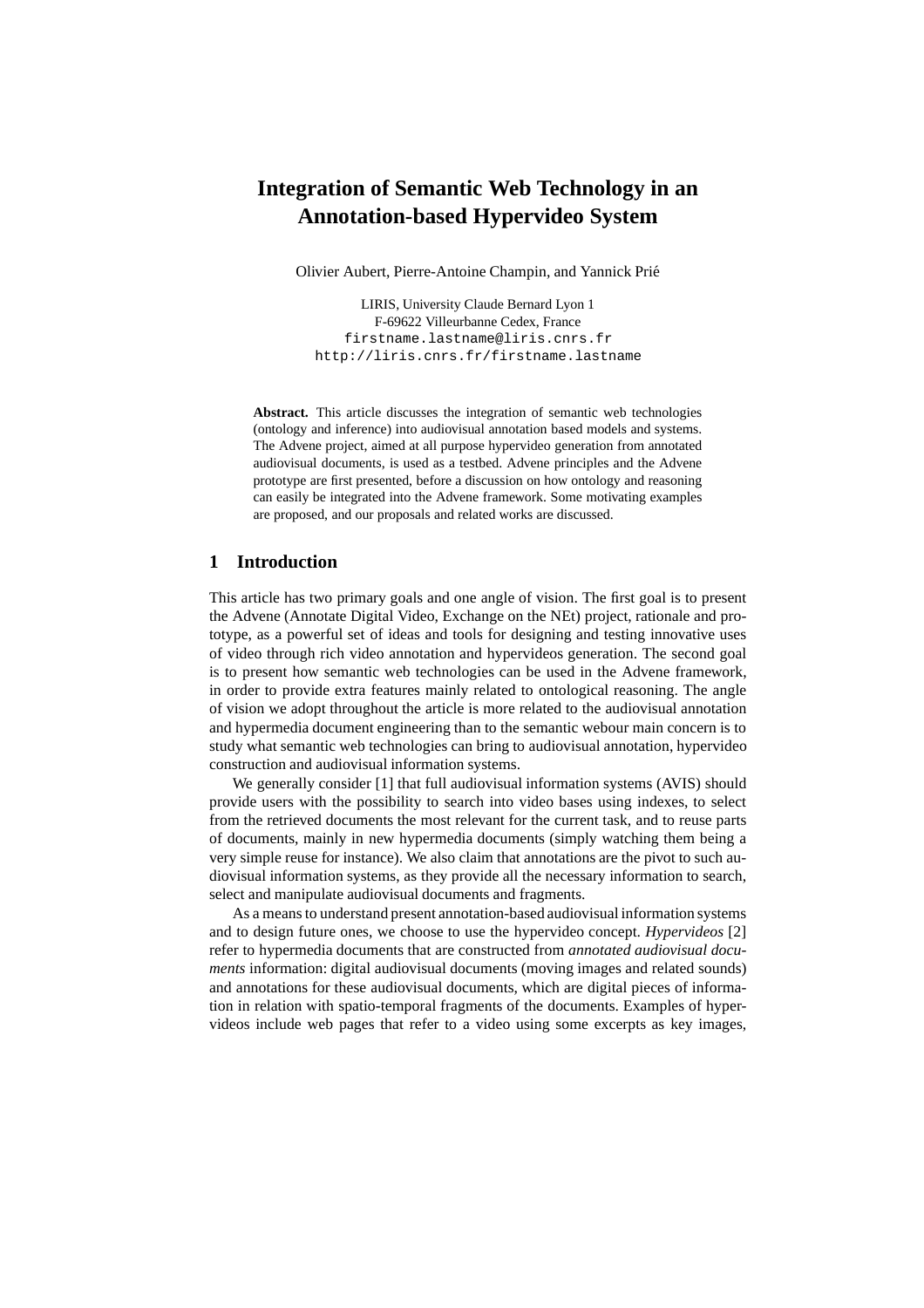# Integration of Semantic Web Technology in an Annotation-based Hypervideo System

Olivier Aubert, Pierre-Antoine Champin, and Yannick Prié

LIRIS, University Claude Bernard Lyon 1
F-69622 Villeurbanne Cedex, France
firstname.lastname@liris.cnrs.fr
http://liris.cnrs.fr/firstname.lastname

**Abstract.** This article discusses the integration of semantic web technologies (ontology and inference) into audiovisual annotation based models and systems. The Advene project, aimed at all purpose hypervideo generation from annotated audiovisual documents, is used as a testbed. Advene principles and the Advene prototype are first presented, before a discussion on how ontology and reasoning can easily be integrated into the Advene framework. Some motivating examples are proposed, and our proposals and related works are discussed.

## 1 Introduction

This article has two primary goals and one angle of vision. The first goal is to present the Advene (Annotate Digital Video, Exchange on the NEt) project, rationale and prototype, as a powerful set of ideas and tools for designing and testing innovative uses of video through rich video annotation and hypervideos generation. The second goal is to present how semantic web technologies can be used in the Advene framework, in order to provide extra features mainly related to ontological reasoning. The angle of vision we adopt throughout the article is more related to the audiovisual annotation and hypermedia document engineering than to the semantic webour main concern is to study what semantic web technologies can bring to audiovisual annotation, hypervideo construction and audiovisual information systems.

We generally consider [1] that full audiovisual information systems (AVIS) should provide users with the possibility to search into video bases using indexes, to select from the retrieved documents the most relevant for the current task, and to reuse parts of documents, mainly in new hypermedia documents (simply watching them being a very simple reuse for instance). We also claim that annotations are the pivot to such audiovisual information systems, as they provide all the necessary information to search, select and manipulate audiovisual documents and fragments.

As a means to understand present annotation-based audiovisual information systems and to design future ones, we choose to use the hypervideo concept. *Hypervideos* [2] refer to hypermedia documents that are constructed from *annotated audiovisual documents* information: digital audiovisual documents (moving images and related sounds) and annotations for these audiovisual documents, which are digital pieces of information in relation with spatio-temporal fragments of the documents. Examples of hypervideos include web pages that refer to a video using some excerpts as key images,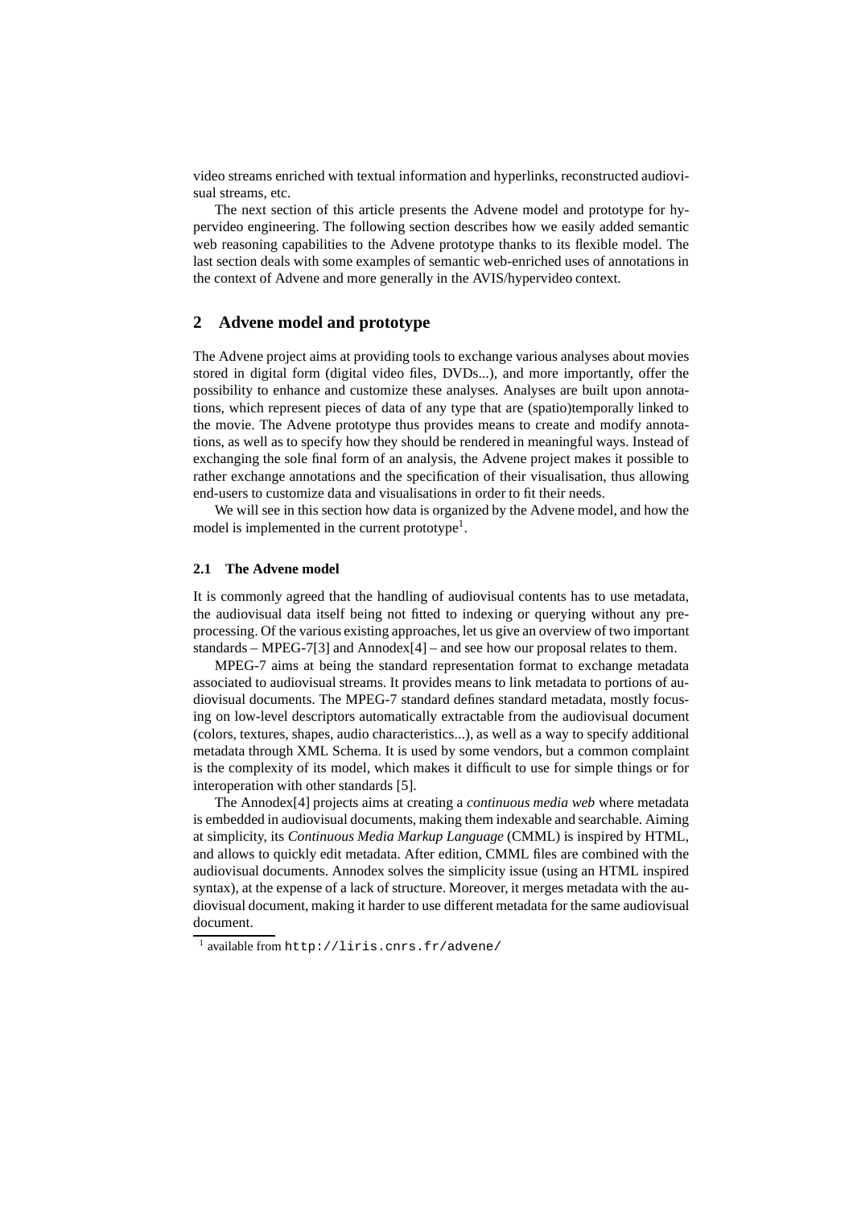video streams enriched with textual information and hyperlinks, reconstructed audiovisual streams, etc.

The next section of this article presents the Advene model and prototype for hypervideo engineering. The following section describes how we easily added semantic web reasoning capabilities to the Advene prototype thanks to its flexible model. The last section deals with some examples of semantic web-enriched uses of annotations in the context of Advene and more generally in the AVIS/hypervideo context.

## 2 Advene model and prototype

The Advene project aims at providing tools to exchange various analyses about movies stored in digital form (digital video files, DVDs...), and more importantly, offer the possibility to enhance and customize these analyses. Analyses are built upon annotations, which represent pieces of data of any type that are (spatio)temporally linked to the movie. The Advene prototype thus provides means to create and modify annotations, as well as to specify how they should be rendered in meaningful ways. Instead of exchanging the sole final form of an analysis, the Advene project makes it possible to rather exchange annotations and the specification of their visualisation, thus allowing end-users to customize data and visualisations in order to fit their needs.

We will see in this section how data is organized by the Advene model, and how the model is implemented in the current prototype[1].

### 2.1 The Advene model

It is commonly agreed that the handling of audiovisual contents has to use metadata, the audiovisual data itself being not fitted to indexing or querying without any preprocessing. Of the various existing approaches, let us give an overview of two important standards – MPEG-7[3] and Annodex[4] – and see how our proposal relates to them.

MPEG-7 aims at being the standard representation format to exchange metadata associated to audiovisual streams. It provides means to link metadata to portions of audiovisual documents. The MPEG-7 standard defines standard metadata, mostly focusing on low-level descriptors automatically extractable from the audiovisual document (colors, textures, shapes, audio characteristics...), as well as a way to specify additional metadata through XML Schema. It is used by some vendors, but a common complaint is the complexity of its model, which makes it difficult to use for simple things or for interoperation with other standards [5].

The Annodex[4] projects aims at creating a *continuous media web* where metadata is embedded in audiovisual documents, making them indexable and searchable. Aiming at simplicity, its *Continuous Media Markup Language* (CMML) is inspired by HTML, and allows to quickly edit metadata. After edition, CMML files are combined with the audiovisual documents. Annodex solves the simplicity issue (using an HTML inspired syntax), at the expense of a lack of structure. Moreover, it merges metadata with the audiovisual document, making it harder to use different metadata for the same audiovisual document.

[1] available from `http://liris.cnrs.fr/advene/`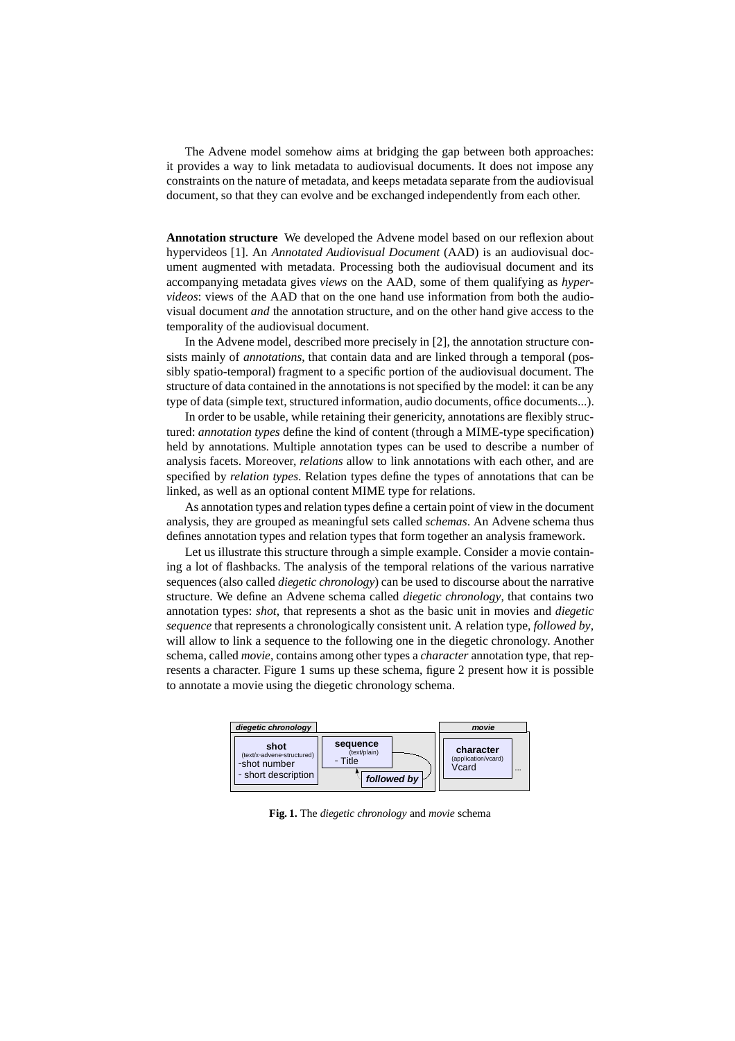The Advene model somehow aims at bridging the gap between both approaches: it provides a way to link metadata to audiovisual documents. It does not impose any constraints on the nature of metadata, and keeps metadata separate from the audiovisual document, so that they can evolve and be exchanged independently from each other.

**Annotation structure** We developed the Advene model based on our reflexion about hypervideos [1]. An *Annotated Audiovisual Document* (AAD) is an audiovisual document augmented with metadata. Processing both the audiovisual document and its accompanying metadata gives *views* on the AAD, some of them qualifying as *hypervideos*: views of the AAD that on the one hand use information from both the audiovisual document *and* the annotation structure, and on the other hand give access to the temporality of the audiovisual document.

In the Advene model, described more precisely in [2], the annotation structure consists mainly of *annotations*, that contain data and are linked through a temporal (possibly spatio-temporal) fragment to a specific portion of the audiovisual document. The structure of data contained in the annotations is not specified by the model: it can be any type of data (simple text, structured information, audio documents, office documents...).

In order to be usable, while retaining their genericity, annotations are flexibly structured: *annotation types* define the kind of content (through a MIME-type specification) held by annotations. Multiple annotation types can be used to describe a number of analysis facets. Moreover, *relations* allow to link annotations with each other, and are specified by *relation types*. Relation types define the types of annotations that can be linked, as well as an optional content MIME type for relations.

As annotation types and relation types define a certain point of view in the document analysis, they are grouped as meaningful sets called *schemas*. An Advene schema thus defines annotation types and relation types that form together an analysis framework.

Let us illustrate this structure through a simple example. Consider a movie containing a lot of flashbacks. The analysis of the temporal relations of the various narrative sequences (also called *diegetic chronology*) can be used to discourse about the narrative structure. We define an Advene schema called *diegetic chronology*, that contains two annotation types: *shot*, that represents a shot as the basic unit in movies and *diegetic sequence* that represents a chronologically consistent unit. A relation type, *followed by*, will allow to link a sequence to the following one in the diegetic chronology. Another schema, called *movie*, contains among other types a *character* annotation type, that represents a character. Figure 1 sums up these schema, figure 2 present how it is possible to annotate a movie using the diegetic chronology schema.

*diegetic chronology*: **shot** (text/x-advene-structured) - shot number - short description; **sequence** (text/plain) - Title; ***followed by***

*movie*: **character** (application/vcard) Vcard ...

**Fig. 1.** The *diegetic chronology* and *movie* schema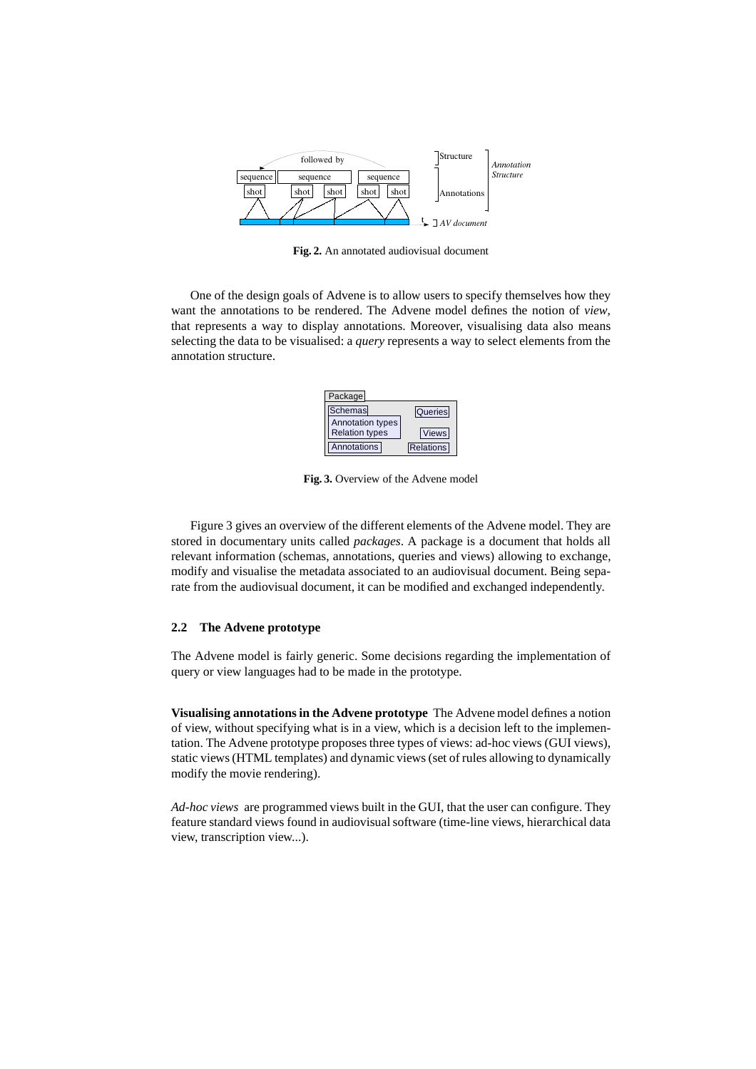**Fig. 2.** An annotated audiovisual document

One of the design goals of Advene is to allow users to specify themselves how they want the annotations to be rendered. The Advene model defines the notion of *view*, that represents a way to display annotations. Moreover, visualising data also means selecting the data to be visualised: a *query* represents a way to select elements from the annotation structure.

**Fig. 3.** Overview of the Advene model

Figure 3 gives an overview of the different elements of the Advene model. They are stored in documentary units called *packages*. A package is a document that holds all relevant information (schemas, annotations, queries and views) allowing to exchange, modify and visualise the metadata associated to an audiovisual document. Being separate from the audiovisual document, it can be modified and exchanged independently.

### 2.2 The Advene prototype

The Advene model is fairly generic. Some decisions regarding the implementation of query or view languages had to be made in the prototype.

**Visualising annotations in the Advene prototype** The Advene model defines a notion of view, without specifying what is in a view, which is a decision left to the implementation. The Advene prototype proposes three types of views: ad-hoc views (GUI views), static views (HTML templates) and dynamic views (set of rules allowing to dynamically modify the movie rendering).

*Ad-hoc views* are programmed views built in the GUI, that the user can configure. They feature standard views found in audiovisual software (time-line views, hierarchical data view, transcription view...).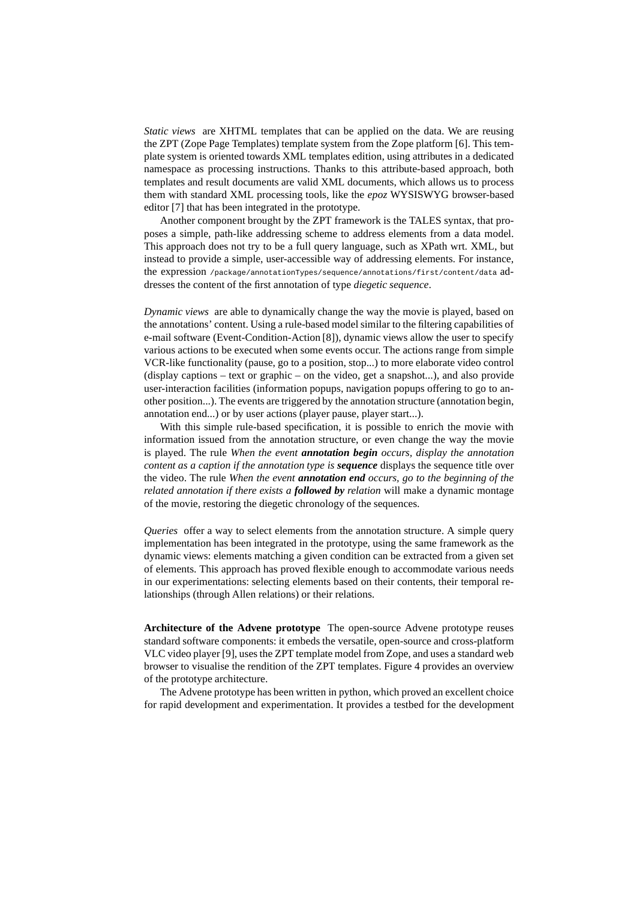*Static views* are XHTML templates that can be applied on the data. We are reusing the ZPT (Zope Page Templates) template system from the Zope platform [6]. This template system is oriented towards XML templates edition, using attributes in a dedicated namespace as processing instructions. Thanks to this attribute-based approach, both templates and result documents are valid XML documents, which allows us to process them with standard XML processing tools, like the *epoz* WYSISWYG browser-based editor [7] that has been integrated in the prototype.

Another component brought by the ZPT framework is the TALES syntax, that proposes a simple, path-like addressing scheme to address elements from a data model. This approach does not try to be a full query language, such as XPath wrt. XML, but instead to provide a simple, user-accessible way of addressing elements. For instance, the expression `/package/annotationTypes/sequence/annotations/first/content/data` addresses the content of the first annotation of type *diegetic sequence*.

*Dynamic views* are able to dynamically change the way the movie is played, based on the annotations' content. Using a rule-based model similar to the filtering capabilities of e-mail software (Event-Condition-Action [8]), dynamic views allow the user to specify various actions to be executed when some events occur. The actions range from simple VCR-like functionality (pause, go to a position, stop...) to more elaborate video control (display captions – text or graphic – on the video, get a snapshot...), and also provide user-interaction facilities (information popups, navigation popups offering to go to another position...). The events are triggered by the annotation structure (annotation begin, annotation end...) or by user actions (player pause, player start...).

With this simple rule-based specification, it is possible to enrich the movie with information issued from the annotation structure, or even change the way the movie is played. The rule *When the event **annotation begin** occurs, display the annotation content as a caption if the annotation type is **sequence*** displays the sequence title over the video. The rule *When the event **annotation end** occurs, go to the beginning of the related annotation if there exists a **followed by** relation* will make a dynamic montage of the movie, restoring the diegetic chronology of the sequences.

*Queries* offer a way to select elements from the annotation structure. A simple query implementation has been integrated in the prototype, using the same framework as the dynamic views: elements matching a given condition can be extracted from a given set of elements. This approach has proved flexible enough to accommodate various needs in our experimentations: selecting elements based on their contents, their temporal relationships (through Allen relations) or their relations.

**Architecture of the Advene prototype** The open-source Advene prototype reuses standard software components: it embeds the versatile, open-source and cross-platform VLC video player [9], uses the ZPT template model from Zope, and uses a standard web browser to visualise the rendition of the ZPT templates. Figure 4 provides an overview of the prototype architecture.

The Advene prototype has been written in python, which proved an excellent choice for rapid development and experimentation. It provides a testbed for the development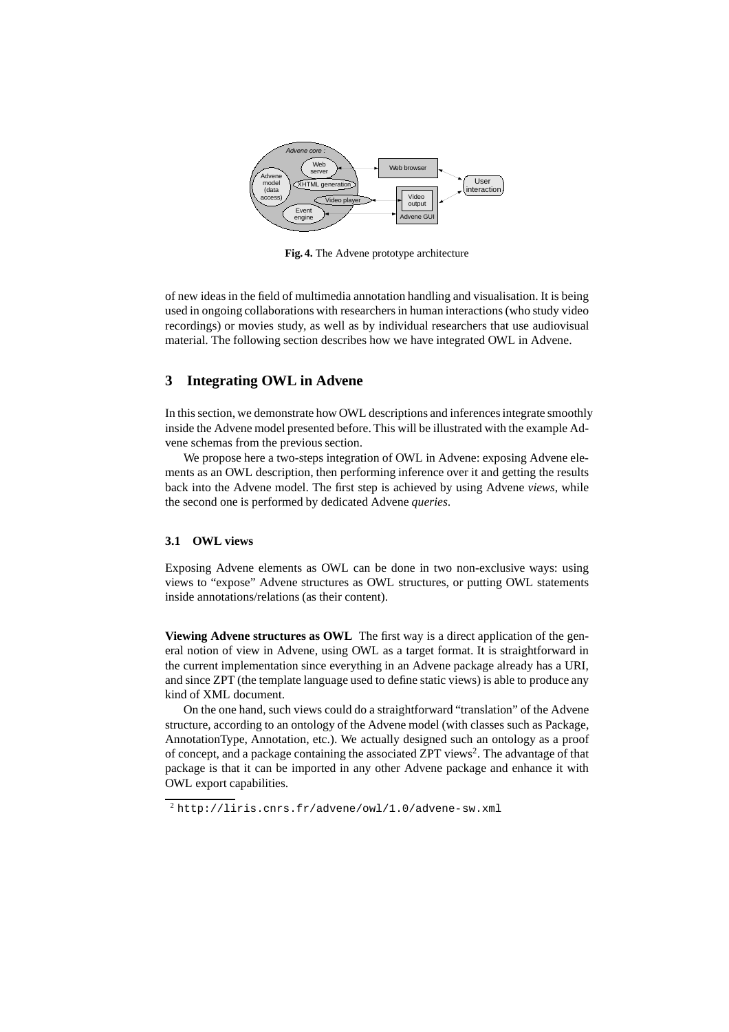Fig. 4. The Advene prototype architecture

of new ideas in the field of multimedia annotation handling and visualisation. It is being used in ongoing collaborations with researchers in human interactions (who study video recordings) or movies study, as well as by individual researchers that use audiovisual material. The following section describes how we have integrated OWL in Advene.

## 3 Integrating OWL in Advene

In this section, we demonstrate how OWL descriptions and inferences integrate smoothly inside the Advene model presented before. This will be illustrated with the example Advene schemas from the previous section.

We propose here a two-steps integration of OWL in Advene: exposing Advene elements as an OWL description, then performing inference over it and getting the results back into the Advene model. The first step is achieved by using Advene *views*, while the second one is performed by dedicated Advene *queries*.

### 3.1 OWL views

Exposing Advene elements as OWL can be done in two non-exclusive ways: using views to "expose" Advene structures as OWL structures, or putting OWL statements inside annotations/relations (as their content).

**Viewing Advene structures as OWL** The first way is a direct application of the general notion of view in Advene, using OWL as a target format. It is straightforward in the current implementation since everything in an Advene package already has a URI, and since ZPT (the template language used to define static views) is able to produce any kind of XML document.

On the one hand, such views could do a straightforward "translation" of the Advene structure, according to an ontology of the Advene model (with classes such as Package, AnnotationType, Annotation, etc.). We actually designed such an ontology as a proof of concept, and a package containing the associated ZPT views[2]. The advantage of that package is that it can be imported in any other Advene package and enhance it with OWL export capabilities.

[2] `http://liris.cnrs.fr/advene/owl/1.0/advene-sw.xml`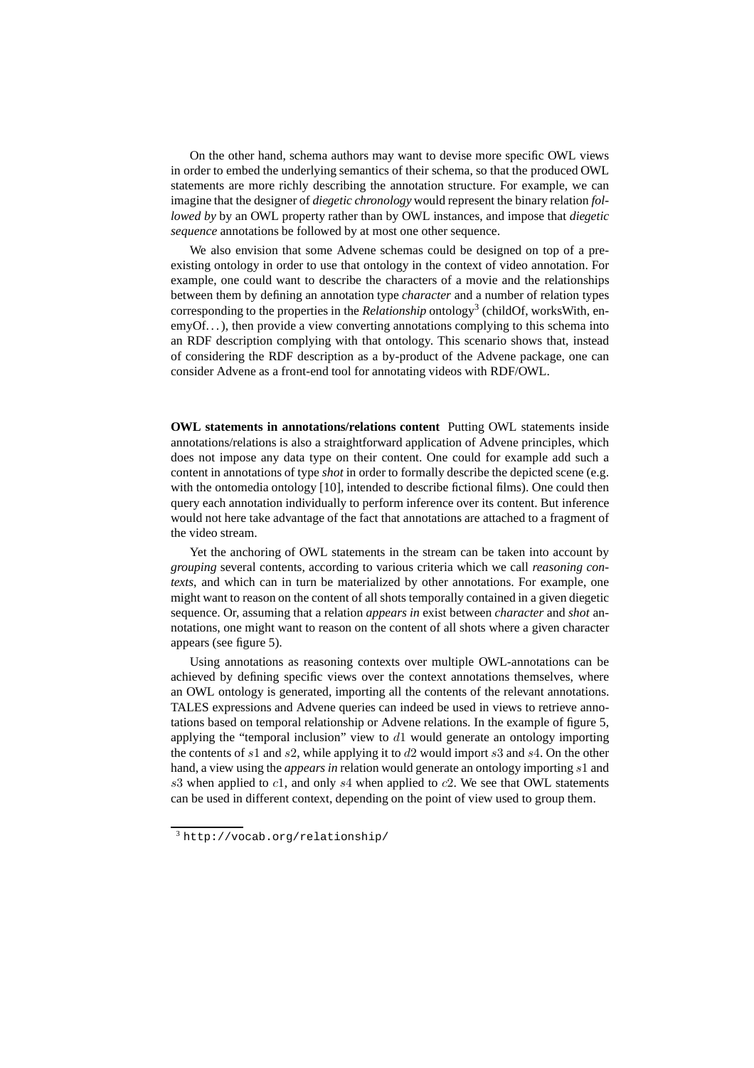On the other hand, schema authors may want to devise more specific OWL views in order to embed the underlying semantics of their schema, so that the produced OWL statements are more richly describing the annotation structure. For example, we can imagine that the designer of *diegetic chronology* would represent the binary relation *followed by* by an OWL property rather than by OWL instances, and impose that *diegetic sequence* annotations be followed by at most one other sequence.

We also envision that some Advene schemas could be designed on top of a pre-existing ontology in order to use that ontology in the context of video annotation. For example, one could want to describe the characters of a movie and the relationships between them by defining an annotation type *character* and a number of relation types corresponding to the properties in the *Relationship* ontology[3] (childOf, worksWith, enemyOf...), then provide a view converting annotations complying to this schema into an RDF description complying with that ontology. This scenario shows that, instead of considering the RDF description as a by-product of the Advene package, one can consider Advene as a front-end tool for annotating videos with RDF/OWL.

**OWL statements in annotations/relations content** Putting OWL statements inside annotations/relations is also a straightforward application of Advene principles, which does not impose any data type on their content. One could for example add such a content in annotations of type *shot* in order to formally describe the depicted scene (e.g. with the ontomedia ontology [10], intended to describe fictional films). One could then query each annotation individually to perform inference over its content. But inference would not here take advantage of the fact that annotations are attached to a fragment of the video stream.

Yet the anchoring of OWL statements in the stream can be taken into account by *grouping* several contents, according to various criteria which we call *reasoning contexts*, and which can in turn be materialized by other annotations. For example, one might want to reason on the content of all shots temporally contained in a given diegetic sequence. Or, assuming that a relation *appears in* exist between *character* and *shot* annotations, one might want to reason on the content of all shots where a given character appears (see figure 5).

Using annotations as reasoning contexts over multiple OWL-annotations can be achieved by defining specific views over the context annotations themselves, where an OWL ontology is generated, importing all the contents of the relevant annotations. TALES expressions and Advene queries can indeed be used in views to retrieve annotations based on temporal relationship or Advene relations. In the example of figure 5, applying the "temporal inclusion" view to $d1$ would generate an ontology importing the contents of $s1$ and $s2$, while applying it to $d2$ would import $s3$ and $s4$. On the other hand, a view using the *appears in* relation would generate an ontology importing $s1$ and $s3$ when applied to $c1$, and only $s4$ when applied to $c2$. We see that OWL statements can be used in different context, depending on the point of view used to group them.

[3] `http://vocab.org/relationship/`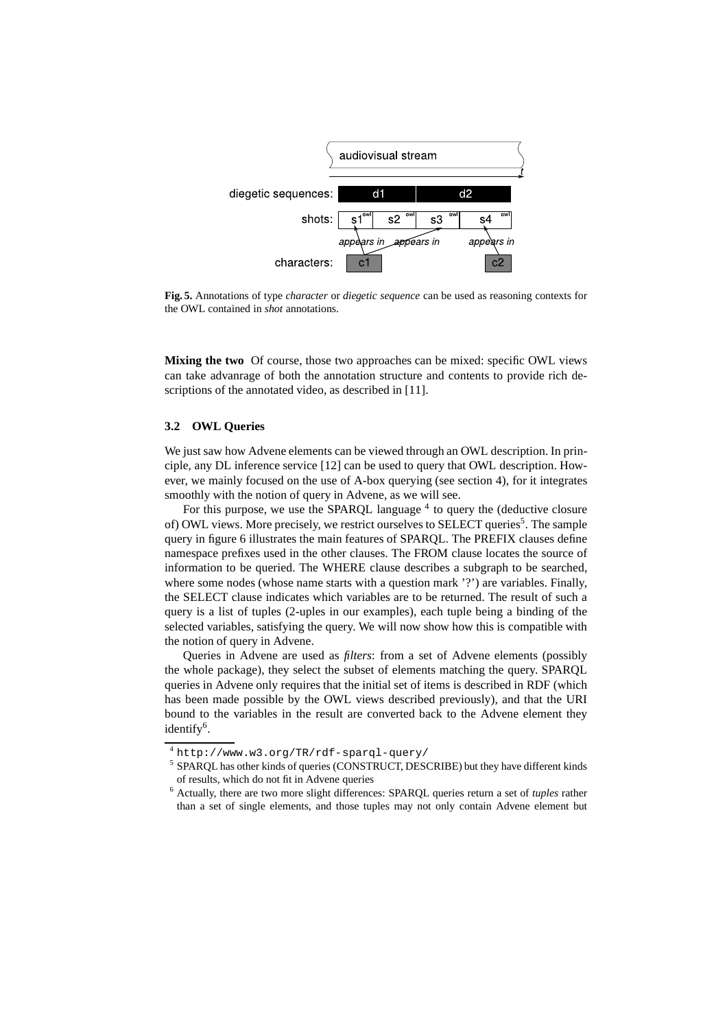**Fig. 5.** Annotations of type *character* or *diegetic sequence* can be used as reasoning contexts for the OWL contained in *shot* annotations.

**Mixing the two** Of course, those two approaches can be mixed: specific OWL views can take advanrage of both the annotation structure and contents to provide rich descriptions of the annotated video, as described in [11].

### 3.2 OWL Queries

We just saw how Advene elements can be viewed through an OWL description. In principle, any DL inference service [12] can be used to query that OWL description. However, we mainly focused on the use of A-box querying (see section 4), for it integrates smoothly with the notion of query in Advene, as we will see.

For this purpose, we use the SPARQL language [4] to query the (deductive closure of) OWL views. More precisely, we restrict ourselves to SELECT queries[5]. The sample query in figure 6 illustrates the main features of SPARQL. The PREFIX clauses define namespace prefixes used in the other clauses. The FROM clause locates the source of information to be queried. The WHERE clause describes a subgraph to be searched, where some nodes (whose name starts with a question mark '?') are variables. Finally, the SELECT clause indicates which variables are to be returned. The result of such a query is a list of tuples (2-uples in our examples), each tuple being a binding of the selected variables, satisfying the query. We will now show how this is compatible with the notion of query in Advene.

Queries in Advene are used as *filters*: from a set of Advene elements (possibly the whole package), they select the subset of elements matching the query. SPARQL queries in Advene only requires that the initial set of items is described in RDF (which has been made possible by the OWL views described previously), and that the URI bound to the variables in the result are converted back to the Advene element they identify[6].

[4] `http://www.w3.org/TR/rdf-sparql-query/`

[5] SPARQL has other kinds of queries (CONSTRUCT, DESCRIBE) but they have different kinds of results, which do not fit in Advene queries

[6] Actually, there are two more slight differences: SPARQL queries return a set of *tuples* rather than a set of single elements, and those tuples may not only contain Advene element but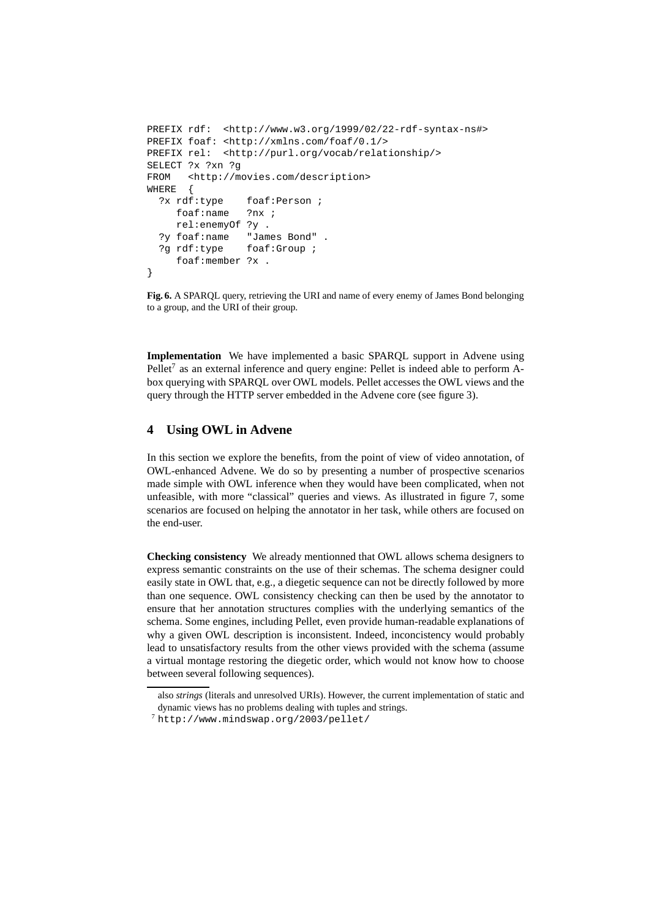```
PREFIX rdf:  <http://www.w3.org/1999/02/22-rdf-syntax-ns#>
PREFIX foaf: <http://xmlns.com/foaf/0.1/>
PREFIX rel:  <http://purl.org/vocab/relationship/>
SELECT ?x ?xn ?g
FROM   <http://movies.com/description>
WHERE  {
  ?x rdf:type    foaf:Person ;
     foaf:name   ?nx ;
     rel:enemyOf ?y .
  ?y foaf:name   "James Bond" .
  ?g rdf:type    foaf:Group ;
     foaf:member ?x .
}
```

**Fig. 6.** A SPARQL query, retrieving the URI and name of every enemy of James Bond belonging to a group, and the URI of their group.

**Implementation** We have implemented a basic SPARQL support in Advene using Pellet[7] as an external inference and query engine: Pellet is indeed able to perform A-box querying with SPARQL over OWL models. Pellet accesses the OWL views and the query through the HTTP server embedded in the Advene core (see figure 3).

## 4 Using OWL in Advene

In this section we explore the benefits, from the point of view of video annotation, of OWL-enhanced Advene. We do so by presenting a number of prospective scenarios made simple with OWL inference when they would have been complicated, when not unfeasible, with more "classical" queries and views. As illustrated in figure 7, some scenarios are focused on helping the annotator in her task, while others are focused on the end-user.

**Checking consistency** We already mentionned that OWL allows schema designers to express semantic constraints on the use of their schemas. The schema designer could easily state in OWL that, e.g., a diegetic sequence can not be directly followed by more than one sequence. OWL consistency checking can then be used by the annotator to ensure that her annotation structures complies with the underlying semantics of the schema. Some engines, including Pellet, even provide human-readable explanations of why a given OWL description is inconsistent. Indeed, inconcistency would probably lead to unsatisfactory results from the other views provided with the schema (assume a virtual montage restoring the diegetic order, which would not know how to choose between several following sequences).

also *strings* (literals and unresolved URIs). However, the current implementation of static and dynamic views has no problems dealing with tuples and strings.

[7] http://www.mindswap.org/2003/pellet/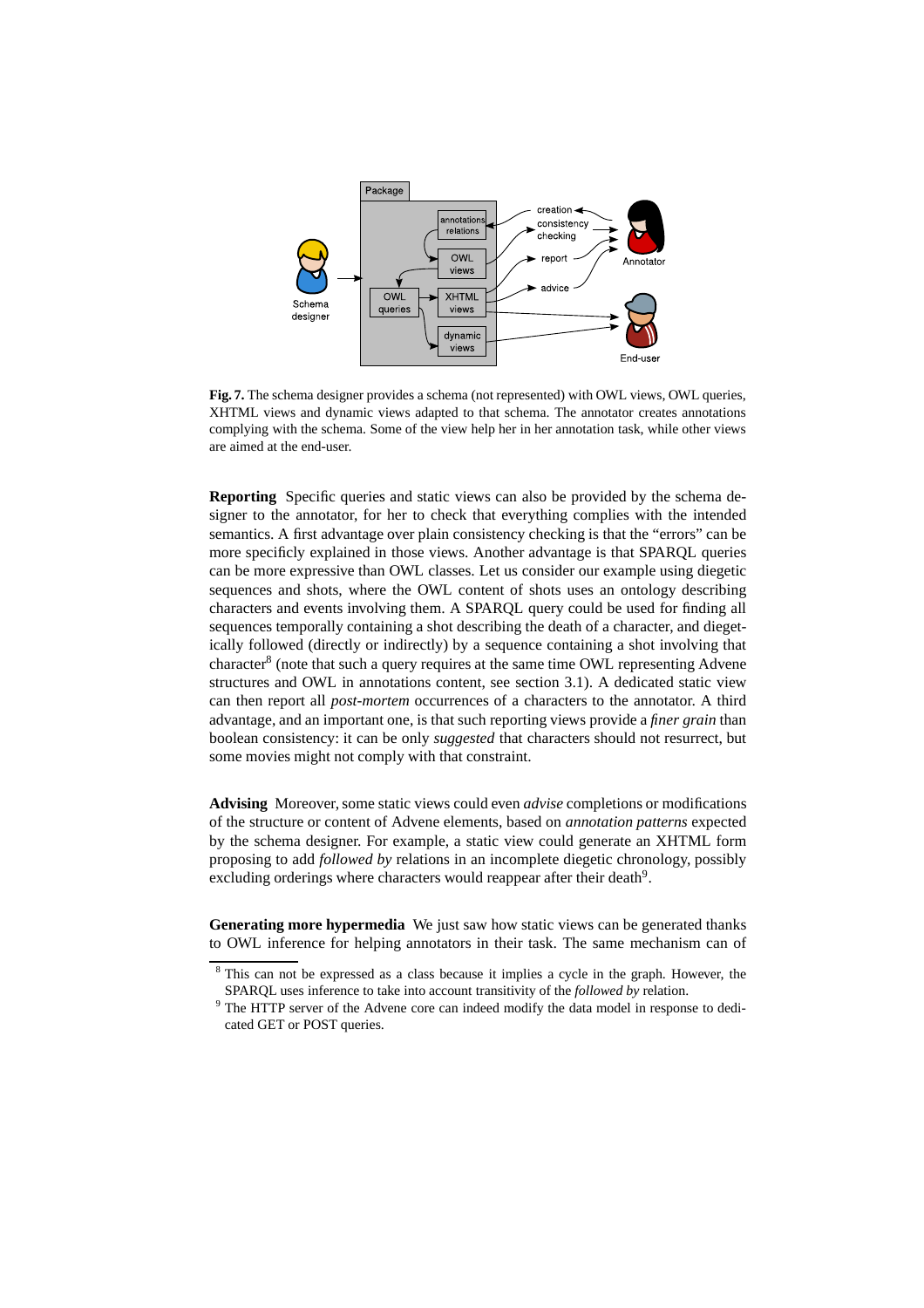**Fig. 7.** The schema designer provides a schema (not represented) with OWL views, OWL queries, XHTML views and dynamic views adapted to that schema. The annotator creates annotations complying with the schema. Some of the view help her in her annotation task, while other views are aimed at the end-user.

**Reporting** Specific queries and static views can also be provided by the schema designer to the annotator, for her to check that everything complies with the intended semantics. A first advantage over plain consistency checking is that the "errors" can be more specificly explained in those views. Another advantage is that SPARQL queries can be more expressive than OWL classes. Let us consider our example using diegetic sequences and shots, where the OWL content of shots uses an ontology describing characters and events involving them. A SPARQL query could be used for finding all sequences temporally containing a shot describing the death of a character, and diegetically followed (directly or indirectly) by a sequence containing a shot involving that character[8] (note that such a query requires at the same time OWL representing Advene structures and OWL in annotations content, see section 3.1). A dedicated static view can then report all *post-mortem* occurrences of a characters to the annotator. A third advantage, and an important one, is that such reporting views provide a *finer grain* than boolean consistency: it can be only *suggested* that characters should not resurrect, but some movies might not comply with that constraint.

**Advising** Moreover, some static views could even *advise* completions or modifications of the structure or content of Advene elements, based on *annotation patterns* expected by the schema designer. For example, a static view could generate an XHTML form proposing to add *followed by* relations in an incomplete diegetic chronology, possibly excluding orderings where characters would reappear after their death[9].

**Generating more hypermedia** We just saw how static views can be generated thanks to OWL inference for helping annotators in their task. The same mechanism can of

[8] This can not be expressed as a class because it implies a cycle in the graph. However, the SPARQL uses inference to take into account transitivity of the *followed by* relation.

[9] The HTTP server of the Advene core can indeed modify the data model in response to dedicated GET or POST queries.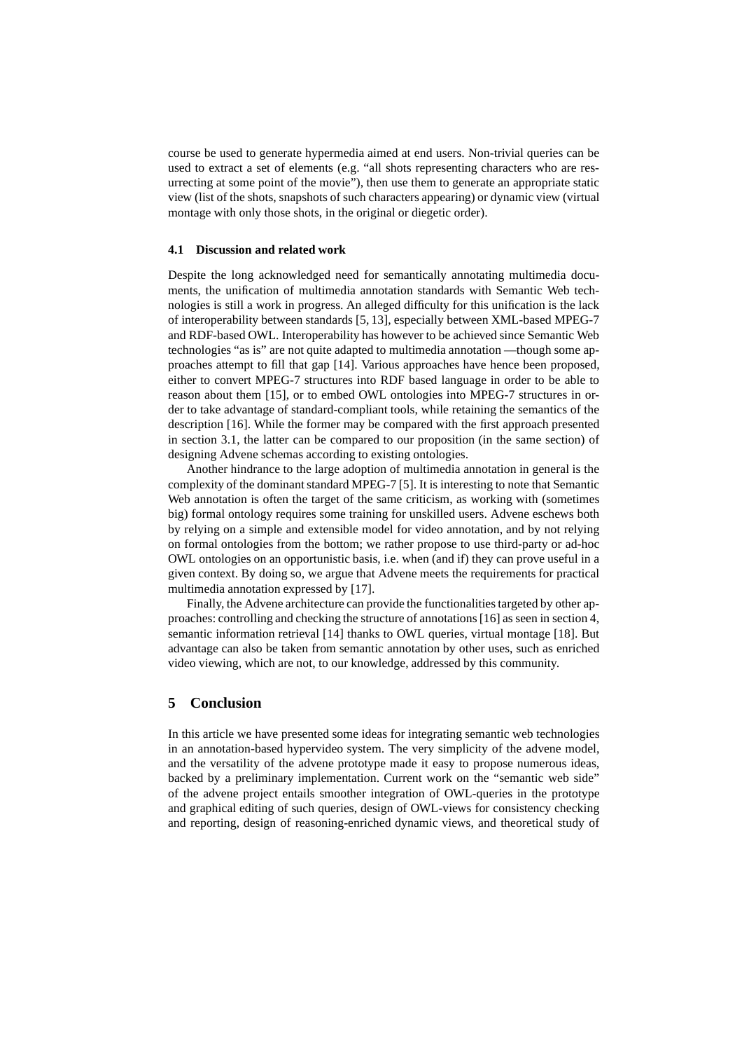course be used to generate hypermedia aimed at end users. Non-trivial queries can be used to extract a set of elements (e.g. "all shots representing characters who are resurrecting at some point of the movie"), then use them to generate an appropriate static view (list of the shots, snapshots of such characters appearing) or dynamic view (virtual montage with only those shots, in the original or diegetic order).

### 4.1 Discussion and related work

Despite the long acknowledged need for semantically annotating multimedia documents, the unification of multimedia annotation standards with Semantic Web technologies is still a work in progress. An alleged difficulty for this unification is the lack of interoperability between standards [5, 13], especially between XML-based MPEG-7 and RDF-based OWL. Interoperability has however to be achieved since Semantic Web technologies "as is" are not quite adapted to multimedia annotation —though some approaches attempt to fill that gap [14]. Various approaches have hence been proposed, either to convert MPEG-7 structures into RDF based language in order to be able to reason about them [15], or to embed OWL ontologies into MPEG-7 structures in order to take advantage of standard-compliant tools, while retaining the semantics of the description [16]. While the former may be compared with the first approach presented in section 3.1, the latter can be compared to our proposition (in the same section) of designing Advene schemas according to existing ontologies.

Another hindrance to the large adoption of multimedia annotation in general is the complexity of the dominant standard MPEG-7 [5]. It is interesting to note that Semantic Web annotation is often the target of the same criticism, as working with (sometimes big) formal ontology requires some training for unskilled users. Advene eschews both by relying on a simple and extensible model for video annotation, and by not relying on formal ontologies from the bottom; we rather propose to use third-party or ad-hoc OWL ontologies on an opportunistic basis, i.e. when (and if) they can prove useful in a given context. By doing so, we argue that Advene meets the requirements for practical multimedia annotation expressed by [17].

Finally, the Advene architecture can provide the functionalities targeted by other approaches: controlling and checking the structure of annotations [16] as seen in section 4, semantic information retrieval [14] thanks to OWL queries, virtual montage [18]. But advantage can also be taken from semantic annotation by other uses, such as enriched video viewing, which are not, to our knowledge, addressed by this community.

## 5 Conclusion

In this article we have presented some ideas for integrating semantic web technologies in an annotation-based hypervideo system. The very simplicity of the advene model, and the versatility of the advene prototype made it easy to propose numerous ideas, backed by a preliminary implementation. Current work on the "semantic web side" of the advene project entails smoother integration of OWL-queries in the prototype and graphical editing of such queries, design of OWL-views for consistency checking and reporting, design of reasoning-enriched dynamic views, and theoretical study of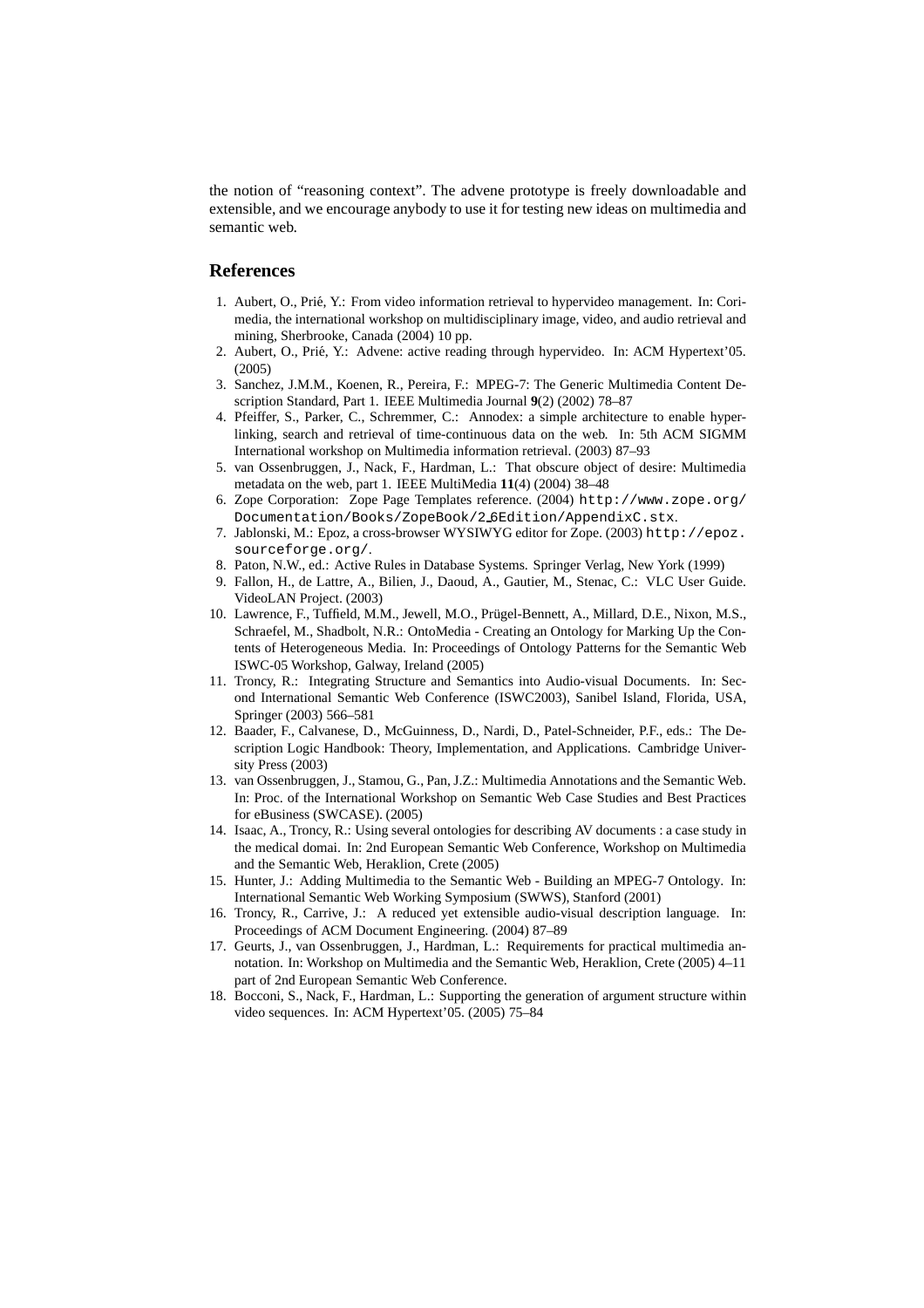the notion of "reasoning context". The advene prototype is freely downloadable and extensible, and we encourage anybody to use it for testing new ideas on multimedia and semantic web.

## References

1. Aubert, O., Prié, Y.: From video information retrieval to hypervideo management. In: Corimedia, the international workshop on multidisciplinary image, video, and audio retrieval and mining, Sherbrooke, Canada (2004) 10 pp.
2. Aubert, O., Prié, Y.: Advene: active reading through hypervideo. In: ACM Hypertext'05. (2005)
3. Sanchez, J.M.M., Koenen, R., Pereira, F.: MPEG-7: The Generic Multimedia Content Description Standard, Part 1. IEEE Multimedia Journal **9**(2) (2002) 78–87
4. Pfeiffer, S., Parker, C., Schremmer, C.: Annodex: a simple architecture to enable hyperlinking, search and retrieval of time-continuous data on the web. In: 5th ACM SIGMM International workshop on Multimedia information retrieval. (2003) 87–93
5. van Ossenbruggen, J., Nack, F., Hardman, L.: That obscure object of desire: Multimedia metadata on the web, part 1. IEEE MultiMedia **11**(4) (2004) 38–48
6. Zope Corporation: Zope Page Templates reference. (2004) `http://www.zope.org/Documentation/Books/ZopeBook/2_6Edition/AppendixC.stx`.
7. Jablonski, M.: Epoz, a cross-browser WYSIWYG editor for Zope. (2003) `http://epoz.sourceforge.org/`.
8. Paton, N.W., ed.: Active Rules in Database Systems. Springer Verlag, New York (1999)
9. Fallon, H., de Lattre, A., Bilien, J., Daoud, A., Gautier, M., Stenac, C.: VLC User Guide. VideoLAN Project. (2003)
10. Lawrence, F., Tuffield, M.M., Jewell, M.O., Prügel-Bennett, A., Millard, D.E., Nixon, M.S., Schraefel, M., Shadbolt, N.R.: OntoMedia - Creating an Ontology for Marking Up the Contents of Heterogeneous Media. In: Proceedings of Ontology Patterns for the Semantic Web ISWC-05 Workshop, Galway, Ireland (2005)
11. Troncy, R.: Integrating Structure and Semantics into Audio-visual Documents. In: Second International Semantic Web Conference (ISWC2003), Sanibel Island, Florida, USA, Springer (2003) 566–581
12. Baader, F., Calvanese, D., McGuinness, D., Nardi, D., Patel-Schneider, P.F., eds.: The Description Logic Handbook: Theory, Implementation, and Applications. Cambridge University Press (2003)
13. van Ossenbruggen, J., Stamou, G., Pan, J.Z.: Multimedia Annotations and the Semantic Web. In: Proc. of the International Workshop on Semantic Web Case Studies and Best Practices for eBusiness (SWCASE). (2005)
14. Isaac, A., Troncy, R.: Using several ontologies for describing AV documents : a case study in the medical domai. In: 2nd European Semantic Web Conference, Workshop on Multimedia and the Semantic Web, Heraklion, Crete (2005)
15. Hunter, J.: Adding Multimedia to the Semantic Web - Building an MPEG-7 Ontology. In: International Semantic Web Working Symposium (SWWS), Stanford (2001)
16. Troncy, R., Carrive, J.: A reduced yet extensible audio-visual description language. In: Proceedings of ACM Document Engineering. (2004) 87–89
17. Geurts, J., van Ossenbruggen, J., Hardman, L.: Requirements for practical multimedia annotation. In: Workshop on Multimedia and the Semantic Web, Heraklion, Crete (2005) 4–11 part of 2nd European Semantic Web Conference.
18. Bocconi, S., Nack, F., Hardman, L.: Supporting the generation of argument structure within video sequences. In: ACM Hypertext'05. (2005) 75–84